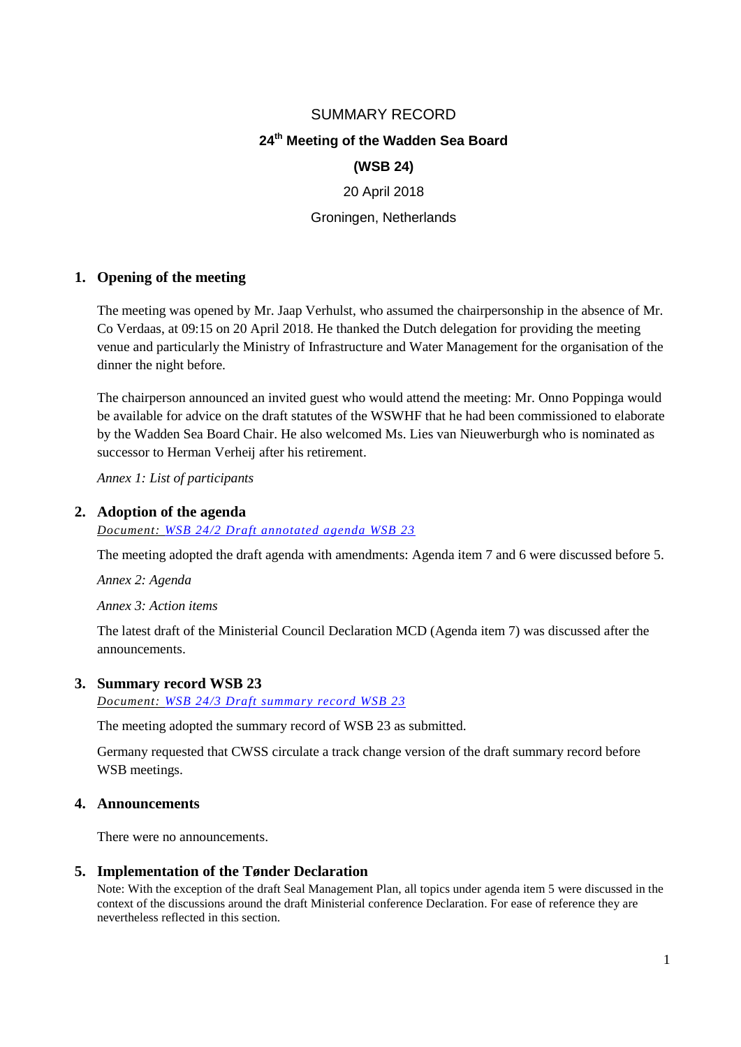# SUMMARY RECORD

## 24th Meeting of the Wadden Sea Board

## (WSB 24)

20 April 2018

Groningen, Netherlands

## 1. Opening of the meeting

The meeting was opened by Mr. Jaap Verhulst, who assumed the chairpersonship in the absence of Mr. Co Verdaas, at 09:15 on 20 April 2018. He thanked the Dutch delegation for providing the meeting venue and particularly the Ministry of Infrastructure and Water Management for the organisation of the dinner the night before.

The chairperson announced an invited guest who would attend the meeting: Mr. Onno Poppinga would be available for advice on the draft statutes of the WSWHF that he had been commissioned to elaborate by the Wadden Sea Board Chair. He also welcomed Ms. Lies van Nieuwerburgh who is nominated as successor to Herman Verheij after his retirement.

*Annex 1: List of participants*

## 2. Adoption of the agenda

*Document: WSB 24/2 Draft annotated agenda WSB 23*

The meeting adopted the draft agenda with amendments: Agenda item 7 and 6 were discussed before 5.

*Annex 2: Agenda*

*Annex 3: Action items*

The latest draft of the Ministerial Council Declaration MCD (Agenda item 7) was discussed after the announcements.

## 3. Summary record WSB 23

*Document: WSB 24/3 Draft summary record WSB 23*

The meeting adopted the summary record of WSB 23 as submitted.

Germany requested that CWSS circulate a track change version of the draft summary record before WSB meetings.

## 4. Announcements

There were no announcements.

## 5. Implementation of the Tønder Declaration

Note: With the exception of the draft Seal Management Plan, all topics under agenda item 5 were discussed in the context of the discussions around the draft Ministerial conference Declaration. For ease of reference they are nevertheless reflected in this section.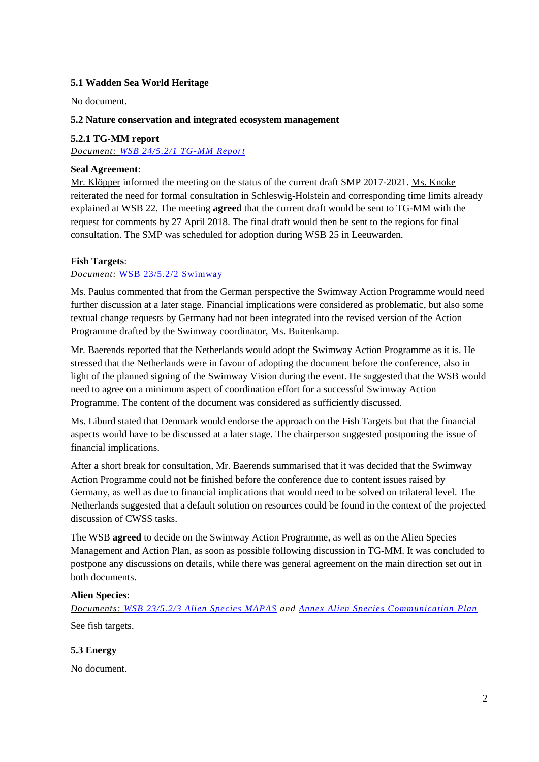**5.1 Wadden Sea World Heritage**

No document.

**5.2 Nature conservation and integrated ecosystem management**

**5.2.1 TG-MM report**

*Document: WSB 24/5.2/1 TG-MM Report*

**Seal Agreement**:

Mr. Klöpper informed the meeting on the status of the current draft SMP 2017-2021. Ms. Knoke reiterated the need for formal consultation in Schleswig-Holstein and corresponding time limits already explained at WSB 22. The meeting **agreed** that the current draft would be sent to TG-MM with the request for comments by 27 April 2018. The final draft would then be sent to the regions for final consultation. The SMP was scheduled for adoption during WSB 25 in Leeuwarden.

**Fish Targets**:

*Document:* WSB 23/5.2/2 Swimway

Ms. Paulus commented that from the German perspective the Swimway Action Programme would need further discussion at a later stage. Financial implications were considered as problematic, but also some textual change requests by Germany had not been integrated into the revised version of the Action Programme drafted by the Swimway coordinator, Ms. Buitenkamp.

Mr. Baerends reported that the Netherlands would adopt the Swimway Action Programme as it is. He stressed that the Netherlands were in favour of adopting the document before the conference, also in light of the planned signing of the Swimway Vision during the event. He suggested that the WSB would need to agree on a minimum aspect of coordination effort for a successful Swimway Action Programme. The content of the document was considered as sufficiently discussed.

Ms. Liburd stated that Denmark would endorse the approach on the Fish Targets but that the financial aspects would have to be discussed at a later stage. The chairperson suggested postponing the issue of financial implications.

After a short break for consultation, Mr. Baerends summarised that it was decided that the Swimway Action Programme could not be finished before the conference due to content issues raised by Germany, as well as due to financial implications that would need to be solved on trilateral level. The Netherlands suggested that a default solution on resources could be found in the context of the projected discussion of CWSS tasks.

The WSB **agreed** to decide on the Swimway Action Programme, as well as on the Alien Species Management and Action Plan, as soon as possible following discussion in TG-MM. It was concluded to postpone any discussions on details, while there was general agreement on the main direction set out in both documents.

**Alien Species**:

*Documents: WSB 23/5.2/3 Alien Species MAPAS and Annex Alien Species Communication Plan*

See fish targets.

**5.3 Energy**

No document.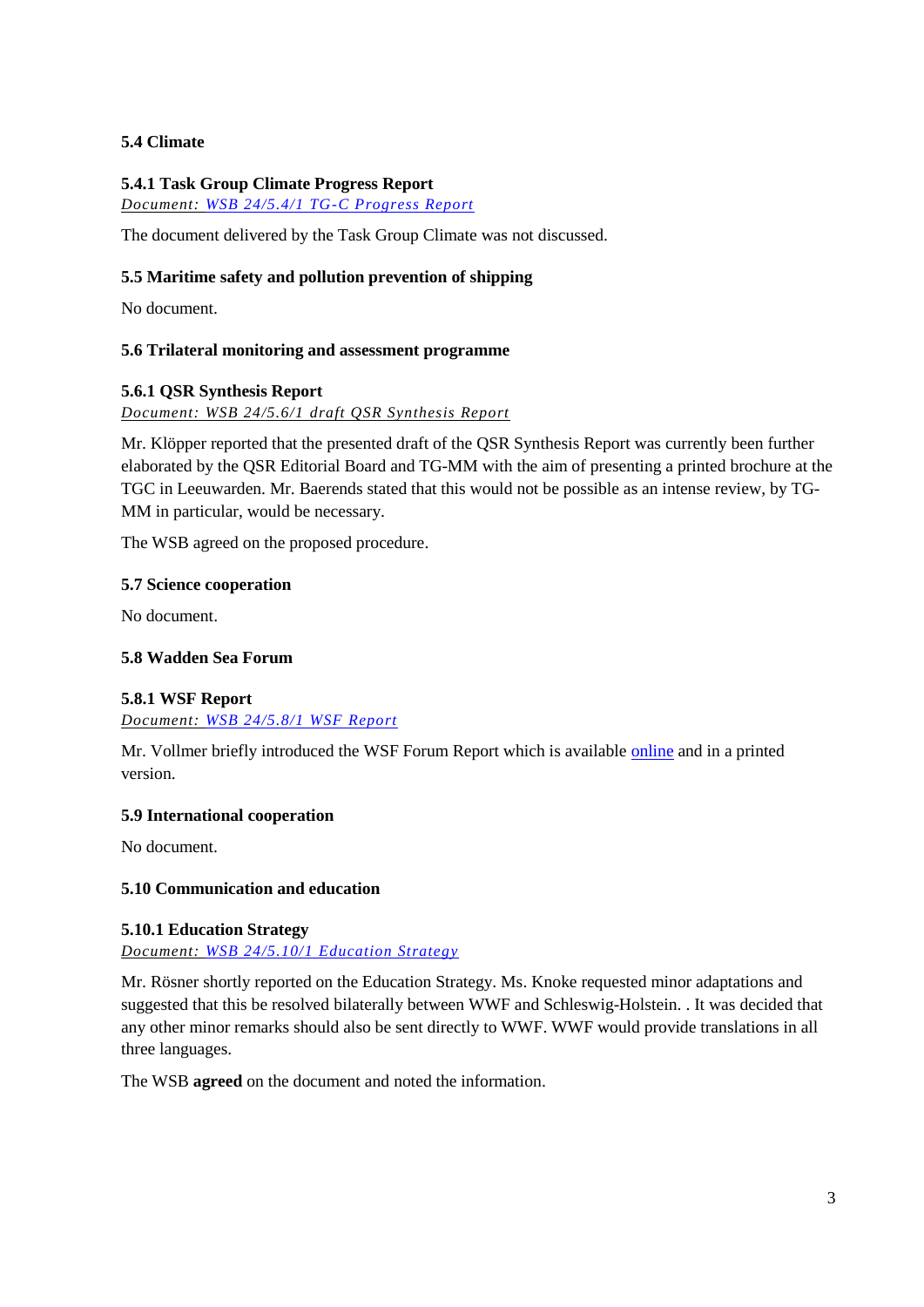**5.4 Climate**

**5.4.1 Task Group Climate Progress Report**

*Document: WSB 24/5.4/1 TG-C Progress Report*

The document delivered by the Task Group Climate was not discussed.

**5.5 Maritime safety and pollution prevention of shipping**

No document.

**5.6 Trilateral monitoring and assessment programme**

**5.6.1 QSR Synthesis Report**

*Document: WSB 24/5.6/1 draft QSR Synthesis Report*

Mr. Klöpper reported that the presented draft of the QSR Synthesis Report was currently been further elaborated by the QSR Editorial Board and TG-MM with the aim of presenting a printed brochure at the TGC in Leeuwarden. Mr. Baerends stated that this would not be possible as an intense review, by TG-MM in particular, would be necessary.

The WSB agreed on the proposed procedure.

**5.7 Science cooperation**

No document.

**5.8 Wadden Sea Forum**

**5.8.1 WSF Report**

*Document: WSB 24/5.8/1 WSF Report*

Mr. Vollmer briefly introduced the WSF Forum Report which is available online and in a printed version.

**5.9 International cooperation**

No document.

**5.10 Communication and education**

**5.10.1 Education Strategy**

*Document: WSB 24/5.10/1 Education Strategy*

Mr. Rösner shortly reported on the Education Strategy. Ms. Knoke requested minor adaptations and suggested that this be resolved bilaterally between WWF and Schleswig-Holstein. . It was decided that any other minor remarks should also be sent directly to WWF. WWF would provide translations in all three languages.

The WSB **agreed** on the document and noted the information.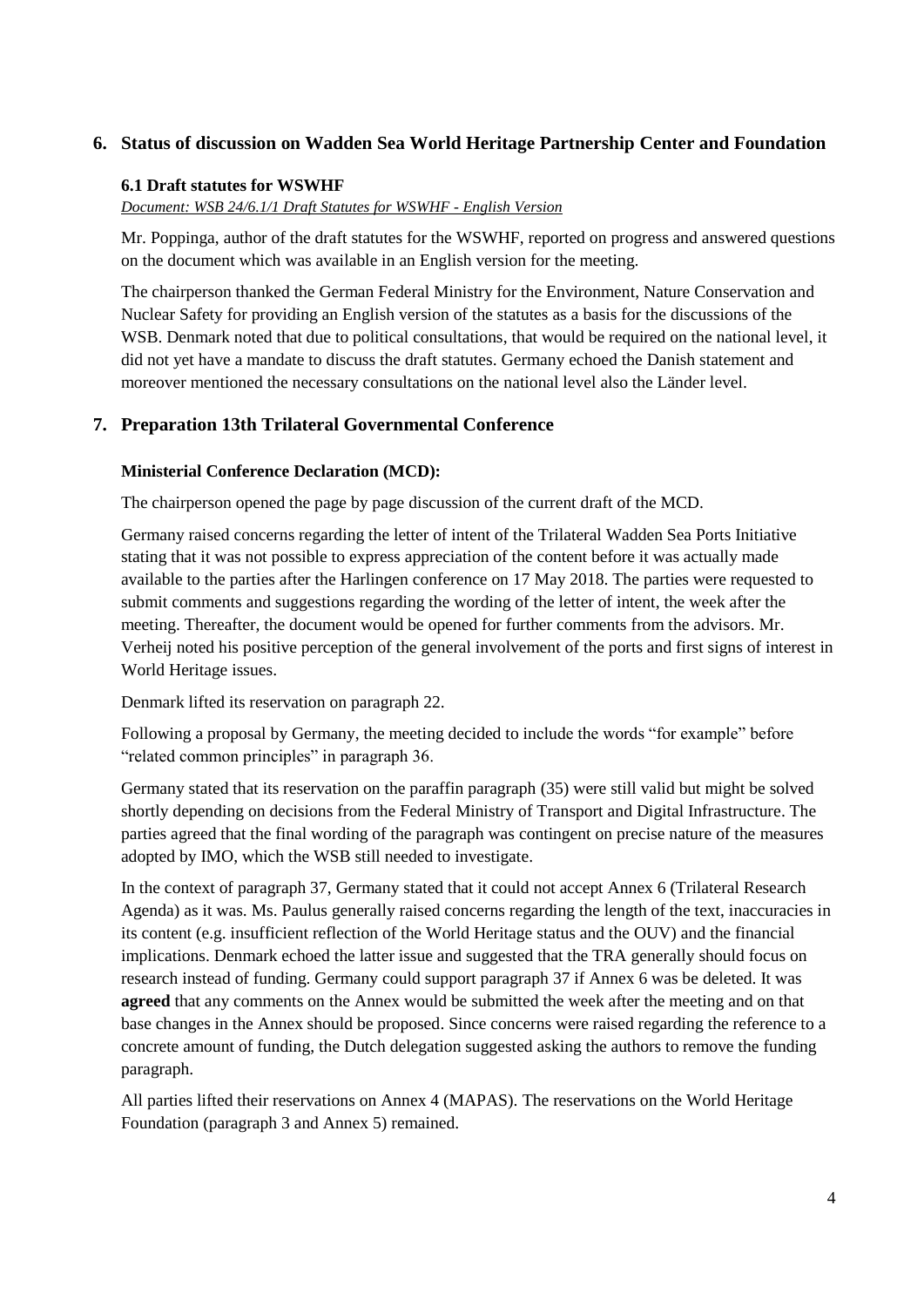## 6. Status of discussion on Wadden Sea World Heritage Partnership Center and Foundation

### 6.1 Draft statutes for WSWHF

*Document: WSB 24/6.1/1 Draft Statutes for WSWHF - English Version*

Mr. Poppinga, author of the draft statutes for the WSWHF, reported on progress and answered questions on the document which was available in an English version for the meeting.

The chairperson thanked the German Federal Ministry for the Environment, Nature Conservation and Nuclear Safety for providing an English version of the statutes as a basis for the discussions of the WSB. Denmark noted that due to political consultations, that would be required on the national level, it did not yet have a mandate to discuss the draft statutes. Germany echoed the Danish statement and moreover mentioned the necessary consultations on the national level also the Länder level.

## 7. Preparation 13th Trilateral Governmental Conference

**Ministerial Conference Declaration (MCD):**

The chairperson opened the page by page discussion of the current draft of the MCD.

Germany raised concerns regarding the letter of intent of the Trilateral Wadden Sea Ports Initiative stating that it was not possible to express appreciation of the content before it was actually made available to the parties after the Harlingen conference on 17 May 2018. The parties were requested to submit comments and suggestions regarding the wording of the letter of intent, the week after the meeting. Thereafter, the document would be opened for further comments from the advisors. Mr. Verheij noted his positive perception of the general involvement of the ports and first signs of interest in World Heritage issues.

Denmark lifted its reservation on paragraph 22.

Following a proposal by Germany, the meeting decided to include the words "for example" before "related common principles" in paragraph 36.

Germany stated that its reservation on the paraffin paragraph (35) were still valid but might be solved shortly depending on decisions from the Federal Ministry of Transport and Digital Infrastructure. The parties agreed that the final wording of the paragraph was contingent on precise nature of the measures adopted by IMO, which the WSB still needed to investigate.

In the context of paragraph 37, Germany stated that it could not accept Annex 6 (Trilateral Research Agenda) as it was. Ms. Paulus generally raised concerns regarding the length of the text, inaccuracies in its content (e.g. insufficient reflection of the World Heritage status and the OUV) and the financial implications. Denmark echoed the latter issue and suggested that the TRA generally should focus on research instead of funding. Germany could support paragraph 37 if Annex 6 was be deleted. It was **agreed** that any comments on the Annex would be submitted the week after the meeting and on that base changes in the Annex should be proposed. Since concerns were raised regarding the reference to a concrete amount of funding, the Dutch delegation suggested asking the authors to remove the funding paragraph.

All parties lifted their reservations on Annex 4 (MAPAS). The reservations on the World Heritage Foundation (paragraph 3 and Annex 5) remained.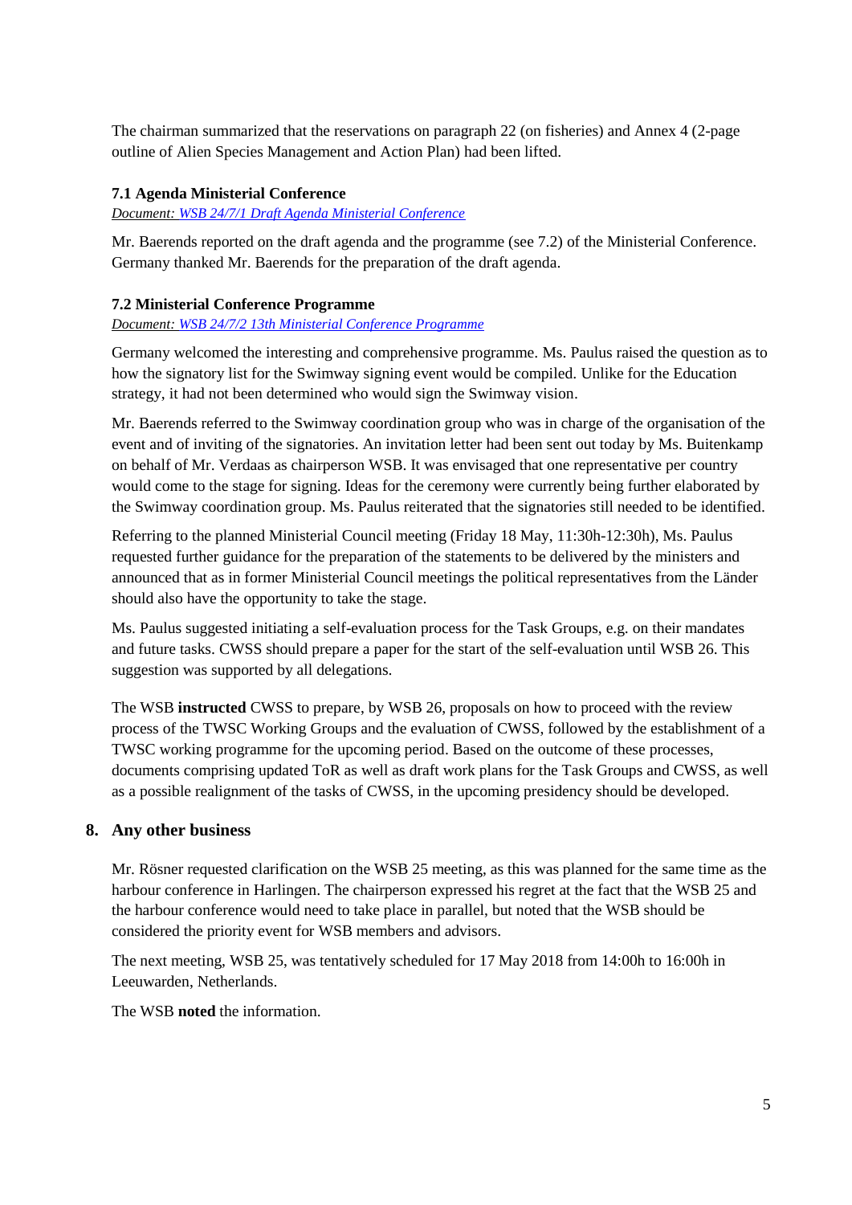The chairman summarized that the reservations on paragraph 22 (on fisheries) and Annex 4 (2-page outline of Alien Species Management and Action Plan) had been lifted.

### 7.1 Agenda Ministerial Conference

*Document: WSB 24/7/1 Draft Agenda Ministerial Conference*

Mr. Baerends reported on the draft agenda and the programme (see 7.2) of the Ministerial Conference. Germany thanked Mr. Baerends for the preparation of the draft agenda.

### 7.2 Ministerial Conference Programme

*Document: WSB 24/7/2 13th Ministerial Conference Programme*

Germany welcomed the interesting and comprehensive programme. Ms. Paulus raised the question as to how the signatory list for the Swimway signing event would be compiled. Unlike for the Education strategy, it had not been determined who would sign the Swimway vision.

Mr. Baerends referred to the Swimway coordination group who was in charge of the organisation of the event and of inviting of the signatories. An invitation letter had been sent out today by Ms. Buitenkamp on behalf of Mr. Verdaas as chairperson WSB. It was envisaged that one representative per country would come to the stage for signing. Ideas for the ceremony were currently being further elaborated by the Swimway coordination group. Ms. Paulus reiterated that the signatories still needed to be identified.

Referring to the planned Ministerial Council meeting (Friday 18 May, 11:30h-12:30h), Ms. Paulus requested further guidance for the preparation of the statements to be delivered by the ministers and announced that as in former Ministerial Council meetings the political representatives from the Länder should also have the opportunity to take the stage.

Ms. Paulus suggested initiating a self-evaluation process for the Task Groups, e.g. on their mandates and future tasks. CWSS should prepare a paper for the start of the self-evaluation until WSB 26. This suggestion was supported by all delegations.

The WSB **instructed** CWSS to prepare, by WSB 26, proposals on how to proceed with the review process of the TWSC Working Groups and the evaluation of CWSS, followed by the establishment of a TWSC working programme for the upcoming period. Based on the outcome of these processes, documents comprising updated ToR as well as draft work plans for the Task Groups and CWSS, as well as a possible realignment of the tasks of CWSS, in the upcoming presidency should be developed.

## 8. Any other business

Mr. Rösner requested clarification on the WSB 25 meeting, as this was planned for the same time as the harbour conference in Harlingen. The chairperson expressed his regret at the fact that the WSB 25 and the harbour conference would need to take place in parallel, but noted that the WSB should be considered the priority event for WSB members and advisors.

The next meeting, WSB 25, was tentatively scheduled for 17 May 2018 from 14:00h to 16:00h in Leeuwarden, Netherlands.

The WSB **noted** the information.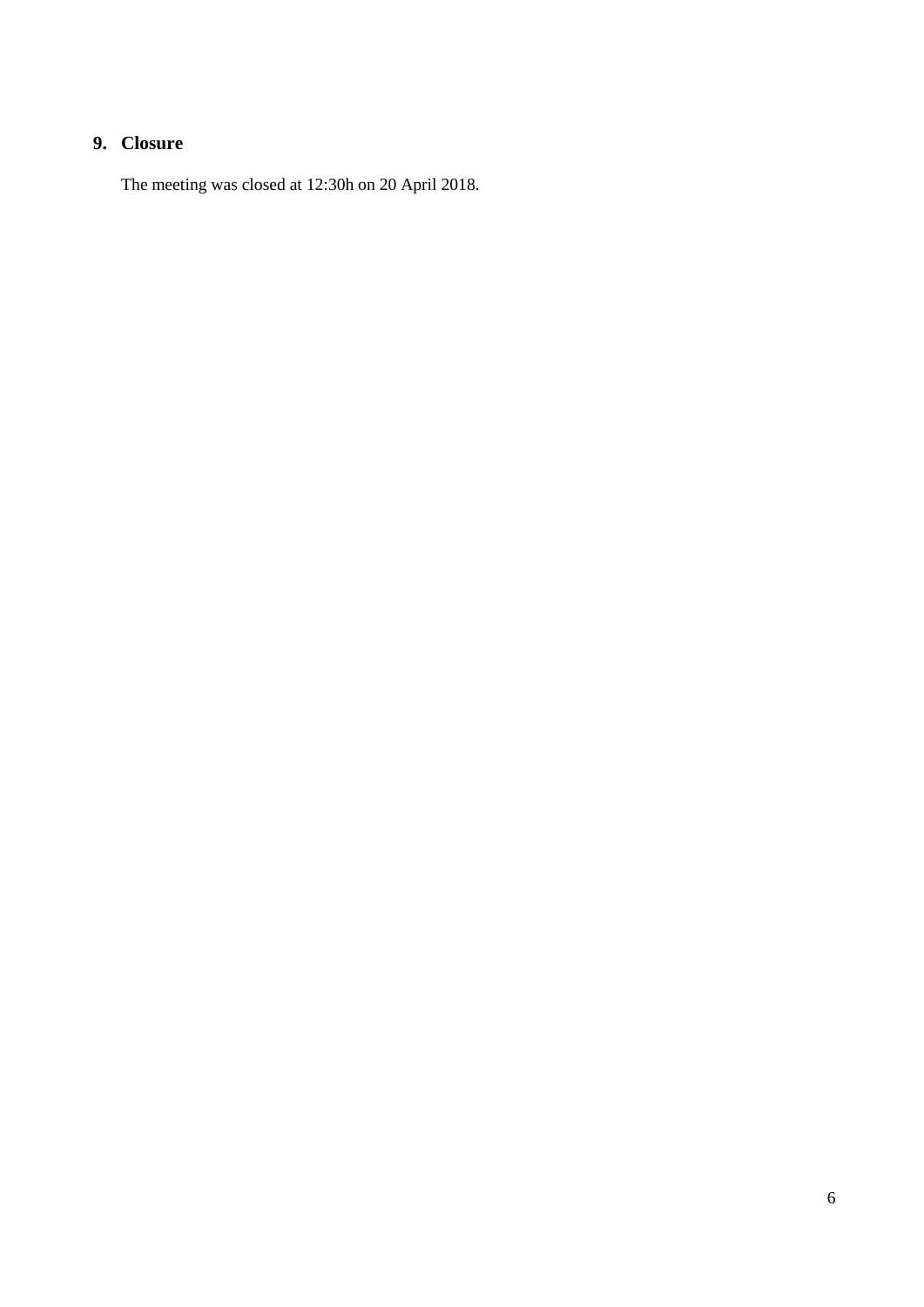## 9. Closure

The meeting was closed at 12:30h on 20 April 2018.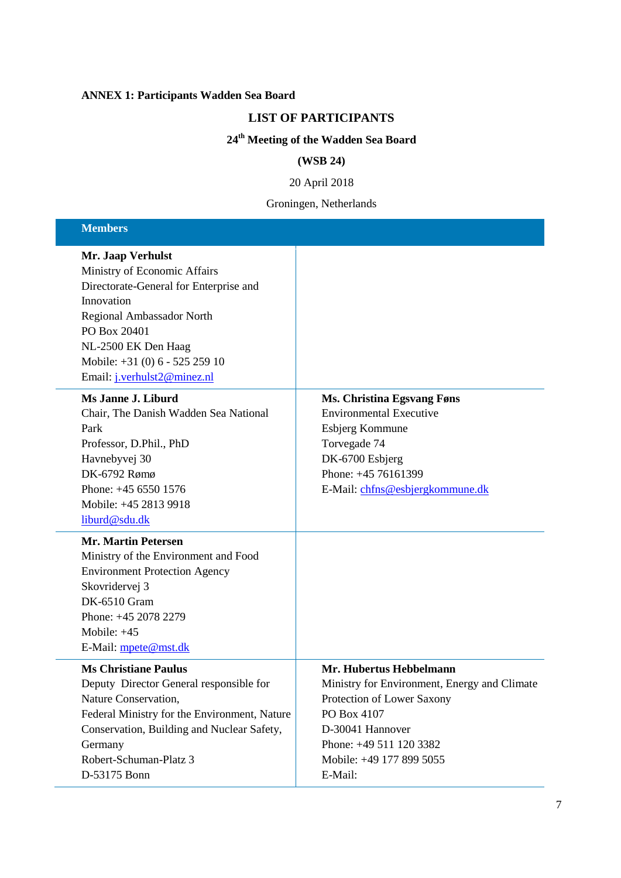**ANNEX 1: Participants Wadden Sea Board**

## LIST OF PARTICIPANTS

### 24th Meeting of the Wadden Sea Board

### (WSB 24)

20 April 2018

Groningen, Netherlands

| **Members** | |
|---|---|
| **Mr. Jaap Verhulst**<br>Ministry of Economic Affairs<br>Directorate-General for Enterprise and Innovation<br>Regional Ambassador North<br>PO Box 20401<br>NL-2500 EK Den Haag<br>Mobile: +31 (0) 6 - 525 259 10<br>Email: j.verhulst2@minez.nl | |
| **Ms Janne J. Liburd**<br>Chair, The Danish Wadden Sea National Park<br>Professor, D.Phil., PhD<br>Havnebyvej 30<br>DK-6792 Rømø<br>Phone: +45 6550 1576<br>Mobile: +45 2813 9918<br>liburd@sdu.dk | **Ms. Christina Egsvang Føns**<br>Environmental Executive<br>Esbjerg Kommune<br>Torvegade 74<br>DK-6700 Esbjerg<br>Phone: +45 76161399<br>E-Mail: chfns@esbjergkommune.dk |
| **Mr. Martin Petersen**<br>Ministry of the Environment and Food<br>Environment Protection Agency<br>Skovridervej 3<br>DK-6510 Gram<br>Phone: +45 2078 2279<br>Mobile: +45<br>E-Mail: mpete@mst.dk | |
| **Ms Christiane Paulus**<br>Deputy Director General responsible for Nature Conservation,<br>Federal Ministry for the Environment, Nature Conservation, Building and Nuclear Safety, Germany<br>Robert-Schuman-Platz 3<br>D-53175 Bonn | **Mr. Hubertus Hebbelmann**<br>Ministry for Environment, Energy and Climate Protection of Lower Saxony<br>PO Box 4107<br>D-30041 Hannover<br>Phone: +49 511 120 3382<br>Mobile: +49 177 899 5055<br>E-Mail: |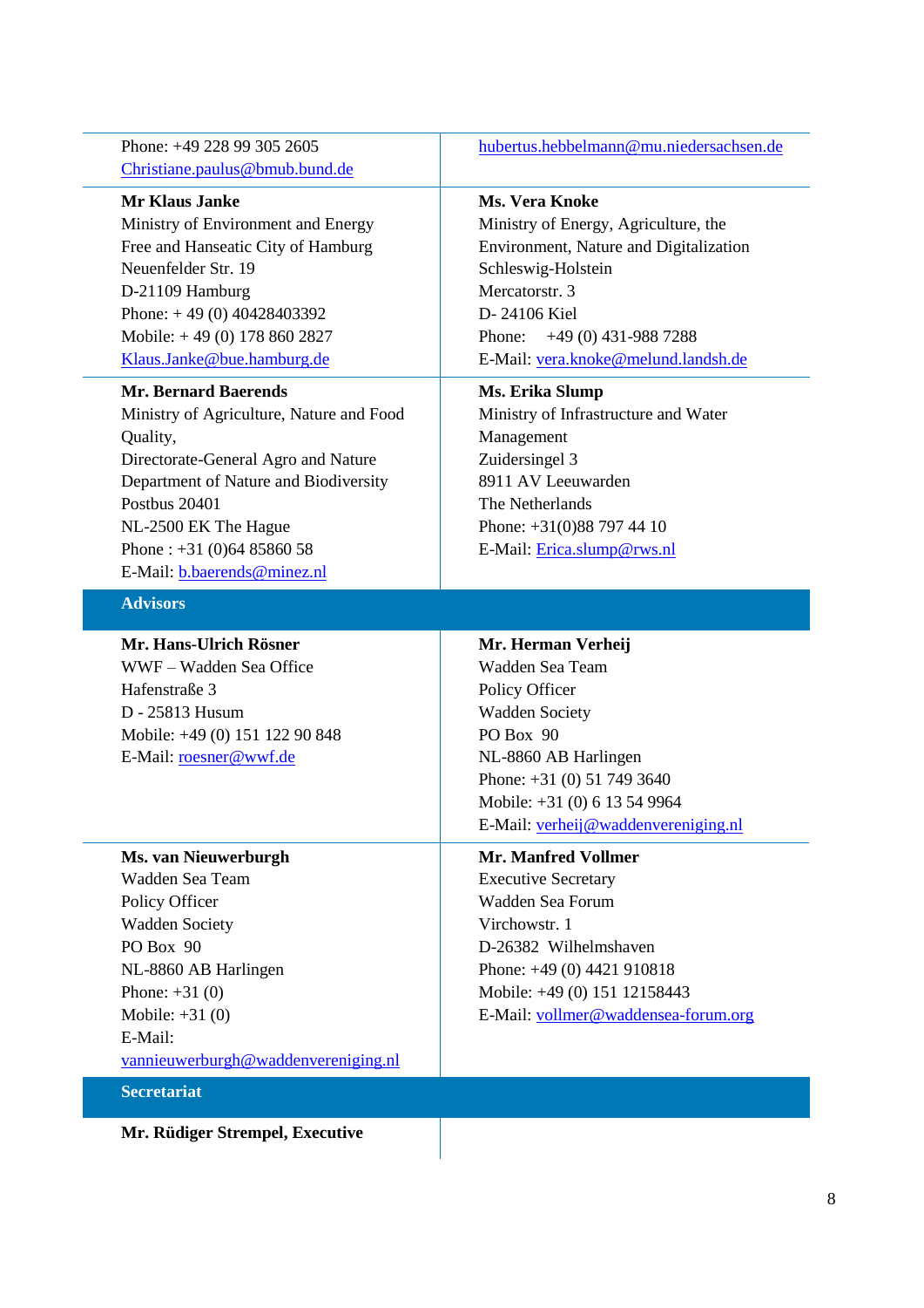| | |
|---|---|
| Phone: +49 228 99 305 2605<br>Christiane.paulus@bmub.bund.de | hubertus.hebbelmann@mu.niedersachsen.de |
| **Mr Klaus Janke**<br>Ministry of Environment and Energy<br>Free and Hanseatic City of Hamburg<br>Neuenfelder Str. 19<br>D-21109 Hamburg<br>Phone: + 49 (0) 40428403392<br>Mobile: + 49 (0) 178 860 2827<br>Klaus.Janke@bue.hamburg.de | **Ms. Vera Knoke**<br>Ministry of Energy, Agriculture, the Environment, Nature and Digitalization<br>Schleswig-Holstein<br>Mercatorstr. 3<br>D- 24106 Kiel<br>Phone: +49 (0) 431-988 7288<br>E-Mail: vera.knoke@melund.landsh.de |
| **Mr. Bernard Baerends**<br>Ministry of Agriculture, Nature and Food Quality,<br>Directorate-General Agro and Nature<br>Department of Nature and Biodiversity<br>Postbus 20401<br>NL-2500 EK The Hague<br>Phone : +31 (0)64 85860 58<br>E-Mail: b.baerends@minez.nl | **Ms. Erika Slump**<br>Ministry of Infrastructure and Water Management<br>Zuidersingel 3<br>8911 AV Leeuwarden<br>The Netherlands<br>Phone: +31(0)88 797 44 10<br>E-Mail: Erica.slump@rws.nl |
| **Advisors** | |
| **Mr. Hans-Ulrich Rösner**<br>WWF – Wadden Sea Office<br>Hafenstraße 3<br>D - 25813 Husum<br>Mobile: +49 (0) 151 122 90 848<br>E-Mail: roesner@wwf.de | **Mr. Herman Verheij**<br>Wadden Sea Team<br>Policy Officer<br>Wadden Society<br>PO Box 90<br>NL-8860 AB Harlingen<br>Phone: +31 (0) 51 749 3640<br>Mobile: +31 (0) 6 13 54 9964<br>E-Mail: verheij@waddenvereniging.nl |
| **Ms. van Nieuwerburgh**<br>Wadden Sea Team<br>Policy Officer<br>Wadden Society<br>PO Box 90<br>NL-8860 AB Harlingen<br>Phone: +31 (0)<br>Mobile: +31 (0)<br>E-Mail:<br>vannieuwerburgh@waddenvereniging.nl | **Mr. Manfred Vollmer**<br>Executive Secretary<br>Wadden Sea Forum<br>Virchowstr. 1<br>D-26382 Wilhelmshaven<br>Phone: +49 (0) 4421 910818<br>Mobile: +49 (0) 151 12158443<br>E-Mail: vollmer@waddensea-forum.org |
| **Secretariat** | |
| **Mr. Rüdiger Strempel, Executive** | |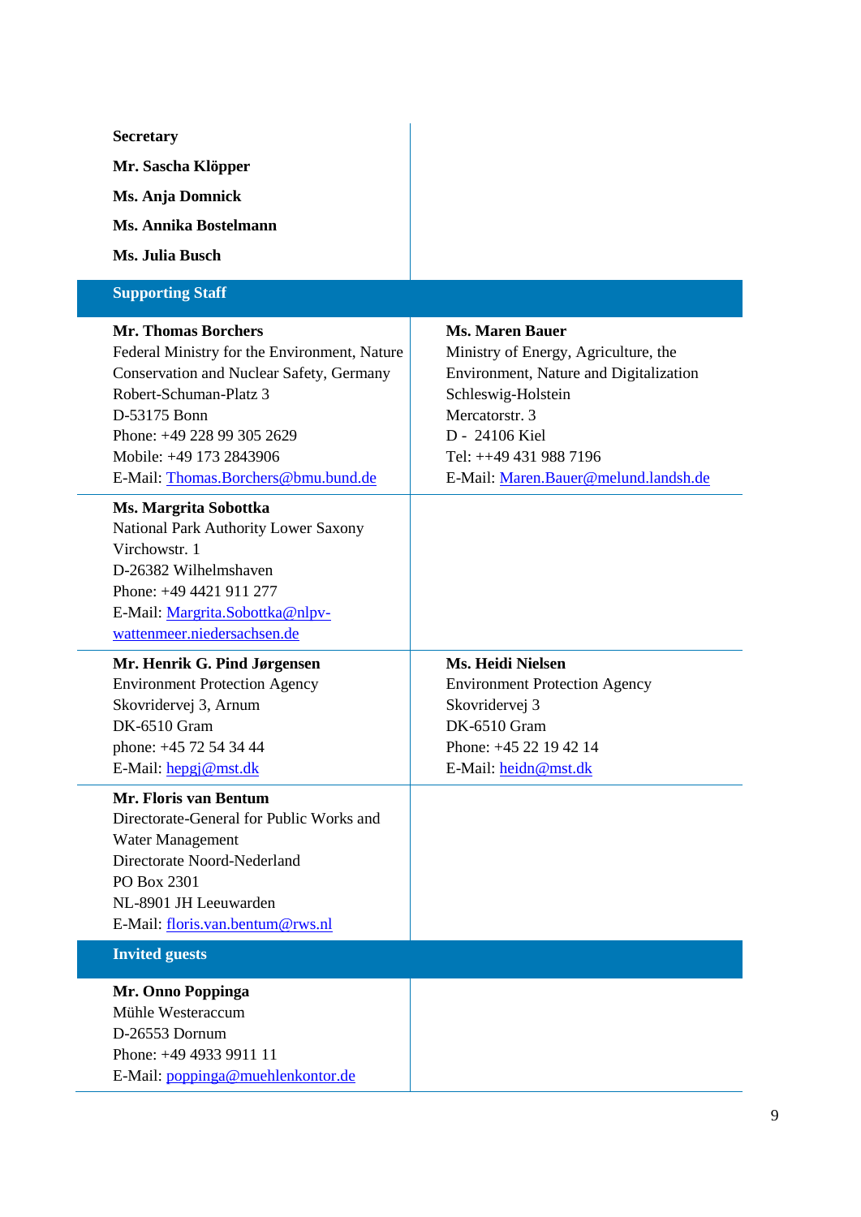| | |
|---|---|
| **Secretary**<br>**Mr. Sascha Klöpper**<br>**Ms. Anja Domnick**<br>**Ms. Annika Bostelmann**<br>**Ms. Julia Busch** | |
| **Supporting Staff** | |
| **Mr. Thomas Borchers**<br>Federal Ministry for the Environment, Nature Conservation and Nuclear Safety, Germany<br>Robert-Schuman-Platz 3<br>D-53175 Bonn<br>Phone: +49 228 99 305 2629<br>Mobile: +49 173 2843906<br>E-Mail: Thomas.Borchers@bmu.bund.de | **Ms. Maren Bauer**<br>Ministry of Energy, Agriculture, the Environment, Nature and Digitalization Schleswig-Holstein<br>Mercatorstr. 3<br>D - 24106 Kiel<br>Tel: ++49 431 988 7196<br>E-Mail: Maren.Bauer@melund.landsh.de |
| **Ms. Margrita Sobottka**<br>National Park Authority Lower Saxony<br>Virchowstr. 1<br>D-26382 Wilhelmshaven<br>Phone: +49 4421 911 277<br>E-Mail: Margrita.Sobottka@nlpv-wattenmeer.niedersachsen.de | |
| **Mr. Henrik G. Pind Jørgensen**<br>Environment Protection Agency<br>Skovridervej 3, Arnum<br>DK-6510 Gram<br>phone: +45 72 54 34 44<br>E-Mail: hepgj@mst.dk | **Ms. Heidi Nielsen**<br>Environment Protection Agency<br>Skovridervej 3<br>DK-6510 Gram<br>Phone: +45 22 19 42 14<br>E-Mail: heidn@mst.dk |
| **Mr. Floris van Bentum**<br>Directorate-General for Public Works and Water Management<br>Directorate Noord-Nederland<br>PO Box 2301<br>NL-8901 JH Leeuwarden<br>E-Mail: floris.van.bentum@rws.nl | |
| **Invited guests** | |
| **Mr. Onno Poppinga**<br>Mühle Westeraccum<br>D-26553 Dornum<br>Phone: +49 4933 9911 11<br>E-Mail: poppinga@muehlenkontor.de | |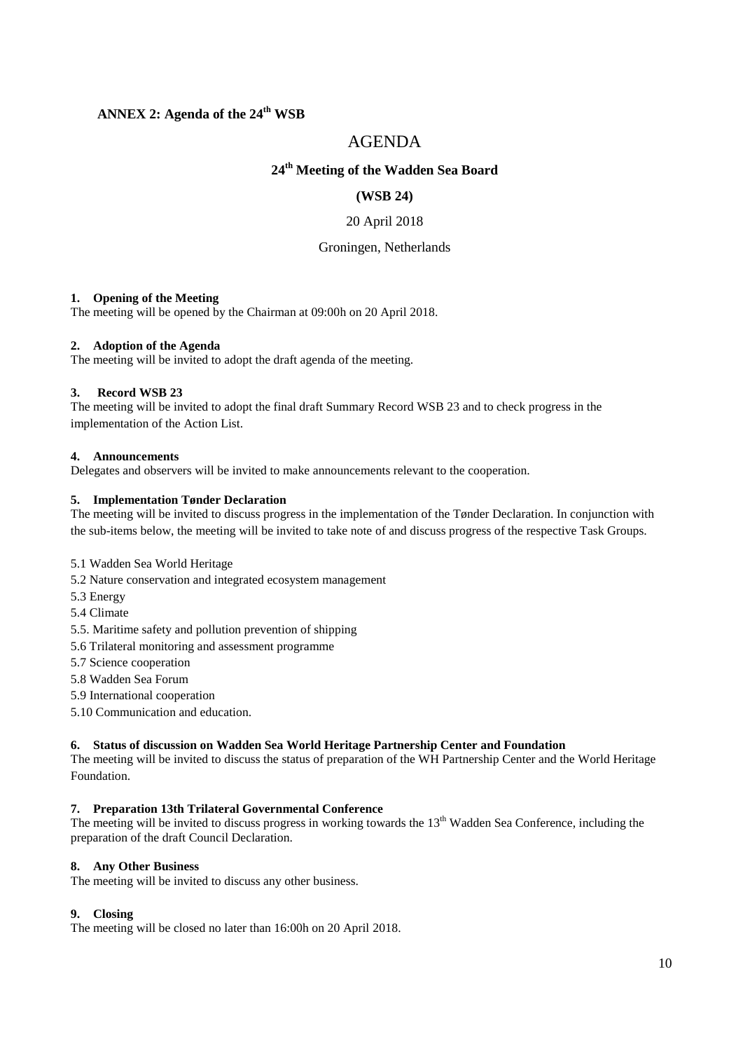## ANNEX 2: Agenda of the 24th WSB

# AGENDA

### 24th Meeting of the Wadden Sea Board

### (WSB 24)

20 April 2018

Groningen, Netherlands

**1. Opening of the Meeting**
The meeting will be opened by the Chairman at 09:00h on 20 April 2018.

**2. Adoption of the Agenda**
The meeting will be invited to adopt the draft agenda of the meeting.

**3. Record WSB 23**
The meeting will be invited to adopt the final draft Summary Record WSB 23 and to check progress in the implementation of the Action List.

**4. Announcements**
Delegates and observers will be invited to make announcements relevant to the cooperation.

**5. Implementation Tønder Declaration**
The meeting will be invited to discuss progress in the implementation of the Tønder Declaration. In conjunction with the sub-items below, the meeting will be invited to take note of and discuss progress of the respective Task Groups.

5.1 Wadden Sea World Heritage
5.2 Nature conservation and integrated ecosystem management
5.3 Energy
5.4 Climate
5.5. Maritime safety and pollution prevention of shipping
5.6 Trilateral monitoring and assessment programme
5.7 Science cooperation
5.8 Wadden Sea Forum
5.9 International cooperation
5.10 Communication and education.

**6. Status of discussion on Wadden Sea World Heritage Partnership Center and Foundation**
The meeting will be invited to discuss the status of preparation of the WH Partnership Center and the World Heritage Foundation.

**7. Preparation 13th Trilateral Governmental Conference**
The meeting will be invited to discuss progress in working towards the 13th Wadden Sea Conference, including the preparation of the draft Council Declaration.

**8. Any Other Business**
The meeting will be invited to discuss any other business.

**9. Closing**
The meeting will be closed no later than 16:00h on 20 April 2018.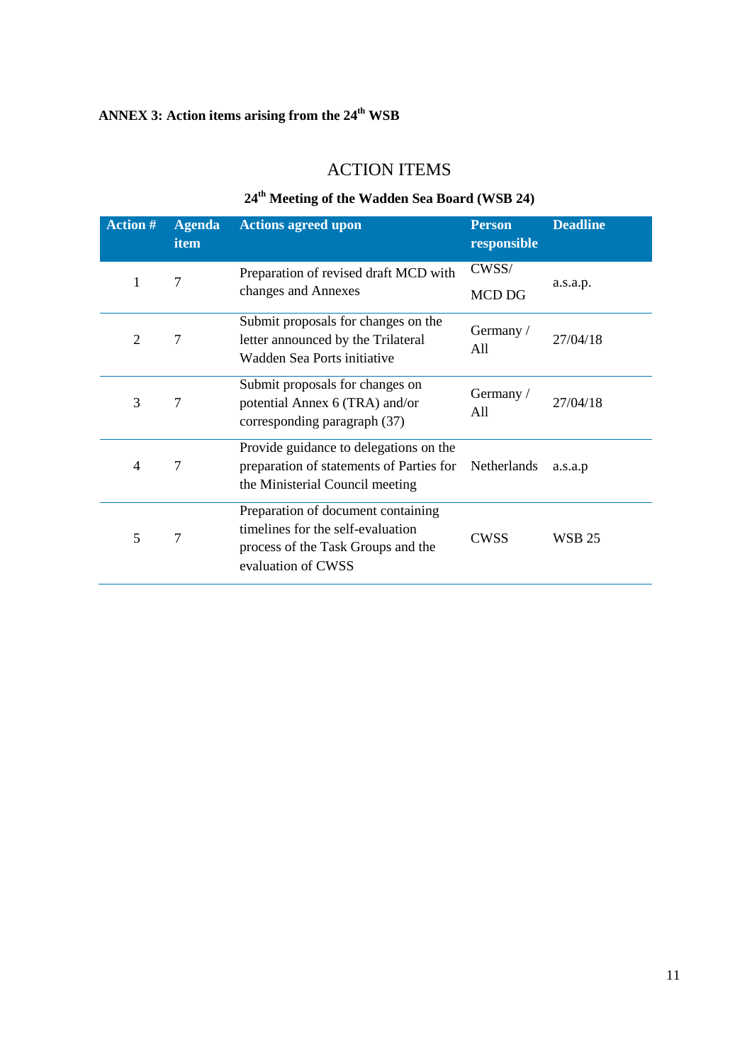**ANNEX 3: Action items arising from the 24th WSB**

# ACTION ITEMS

## 24th Meeting of the Wadden Sea Board (WSB 24)

| Action # | Agenda item | Actions agreed upon | Person responsible | Deadline |
|---|---|---|---|---|
| 1 | 7 | Preparation of revised draft MCD with changes and Annexes | CWSS/ MCD DG | a.s.a.p. |
| 2 | 7 | Submit proposals for changes on the letter announced by the Trilateral Wadden Sea Ports initiative | Germany / All | 27/04/18 |
| 3 | 7 | Submit proposals for changes on potential Annex 6 (TRA) and/or corresponding paragraph (37) | Germany / All | 27/04/18 |
| 4 | 7 | Provide guidance to delegations on the preparation of statements of Parties for the Ministerial Council meeting | Netherlands | a.s.a.p |
| 5 | 7 | Preparation of document containing timelines for the self-evaluation process of the Task Groups and the evaluation of CWSS | CWSS | WSB 25 |